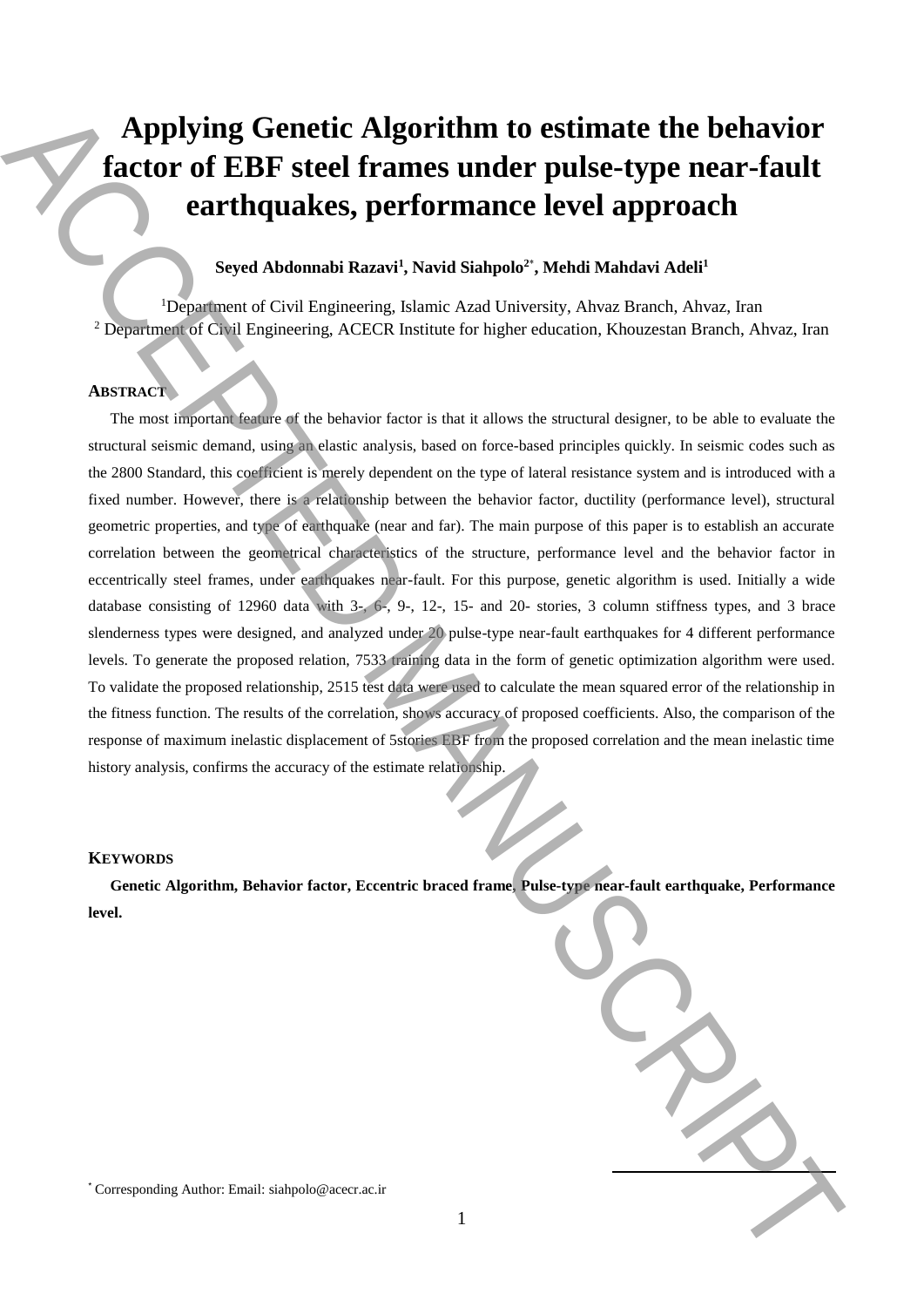# Applying Genetic Algorithm to estimate the behavior factor of EBF steel frames under pulse-type near-fault earthquakes, performance level approach

**Seyed Abdonnabi Razavi[1], Navid Siahpolo[2*], Mehdi Mahdavi Adeli[1]**

[1]Department of Civil Engineering, Islamic Azad University, Ahvaz Branch, Ahvaz, Iran
[2] Department of Civil Engineering, ACECR Institute for higher education, Khouzestan Branch, Ahvaz, Iran

## ABSTRACT

The most important feature of the behavior factor is that it allows the structural designer, to be able to evaluate the structural seismic demand, using an elastic analysis, based on force-based principles quickly. In seismic codes such as the 2800 Standard, this coefficient is merely dependent on the type of lateral resistance system and is introduced with a fixed number. However, there is a relationship between the behavior factor, ductility (performance level), structural geometric properties, and type of earthquake (near and far). The main purpose of this paper is to establish an accurate correlation between the geometrical characteristics of the structure, performance level and the behavior factor in eccentrically steel frames, under earthquakes near-fault. For this purpose, genetic algorithm is used. Initially a wide database consisting of 12960 data with 3-, 6-, 9-, 12-, 15- and 20- stories, 3 column stiffness types, and 3 brace slenderness types were designed, and analyzed under 20 pulse-type near-fault earthquakes for 4 different performance levels. To generate the proposed relation, 7533 training data in the form of genetic optimization algorithm were used. To validate the proposed relationship, 2515 test data were used to calculate the mean squared error of the relationship in the fitness function. The results of the correlation, shows accuracy of proposed coefficients. Also, the comparison of the response of maximum inelastic displacement of 5stories EBF from the proposed correlation and the mean inelastic time history analysis, confirms the accuracy of the estimate relationship.

## KEYWORDS

**Genetic Algorithm, Behavior factor, Eccentric braced frame, Pulse-type near-fault earthquake, Performance level.**

[*] Corresponding Author: Email: siahpolo@acecr.ac.ir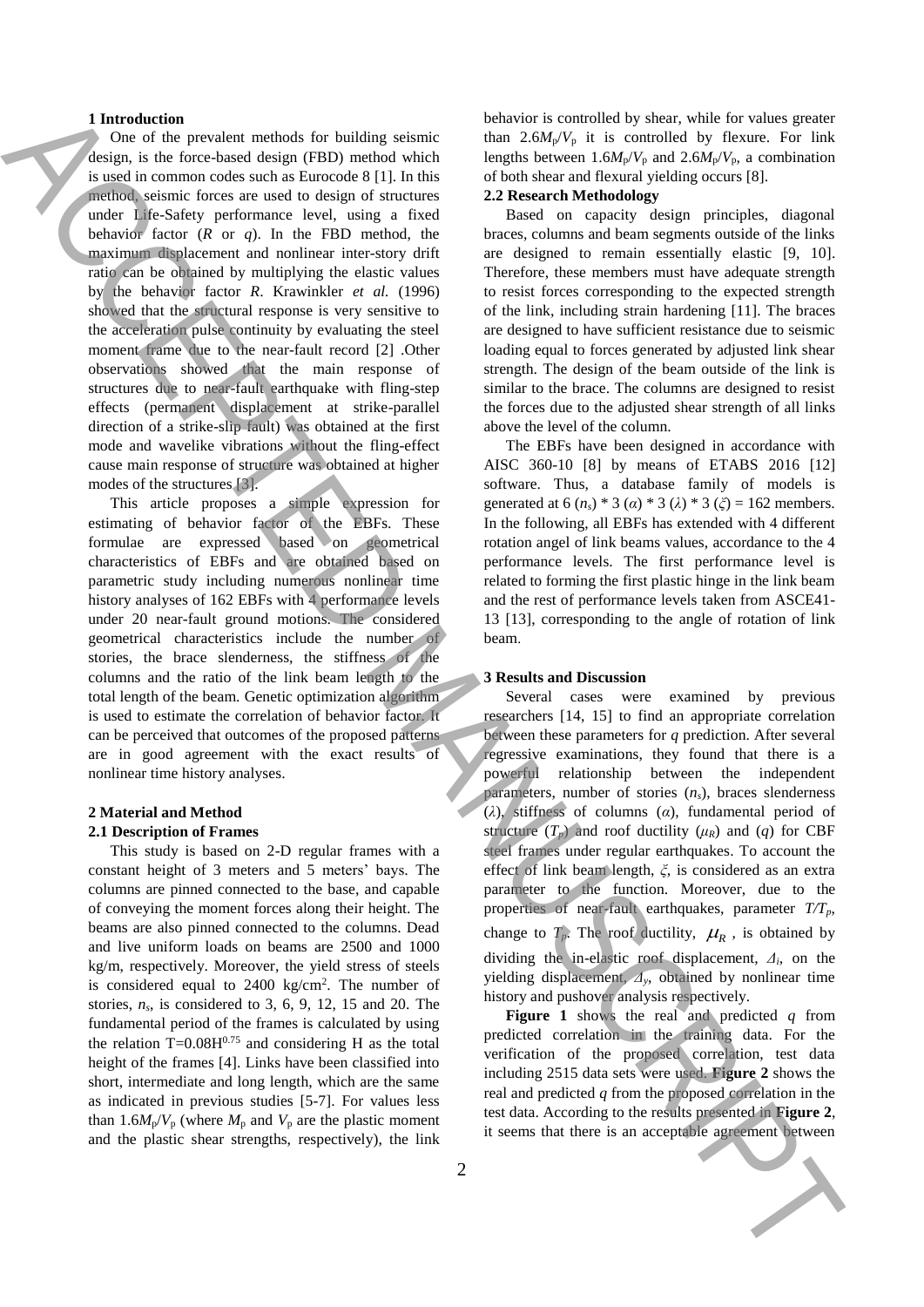### 1 Introduction

One of the prevalent methods for building seismic design, is the force-based design (FBD) method which is used in common codes such as Eurocode 8 [1]. In this method, seismic forces are used to design of structures under Life-Safety performance level, using a fixed behavior factor ($R$ or $q$). In the FBD method, the maximum displacement and nonlinear inter-story drift ratio can be obtained by multiplying the elastic values by the behavior factor $R$. Krawinkler *et al.* (1996) showed that the structural response is very sensitive to the acceleration pulse continuity by evaluating the steel moment frame due to the near-fault record [2] .Other observations showed that the main response of structures due to near-fault earthquake with fling-step effects (permanent displacement at strike-parallel direction of a strike-slip fault) was obtained at the first mode and wavelike vibrations without the fling-effect cause main response of structure was obtained at higher modes of the structures [3].

This article proposes a simple expression for estimating of behavior factor of the EBFs. These formulae are expressed based on geometrical characteristics of EBFs and are obtained based on parametric study including numerous nonlinear time history analyses of 162 EBFs with 4 performance levels under 20 near-fault ground motions. The considered geometrical characteristics include the number of stories, the brace slenderness, the stiffness of the columns and the ratio of the link beam length to the total length of the beam. Genetic optimization algorithm is used to estimate the correlation of behavior factor. It can be perceived that outcomes of the proposed patterns are in good agreement with the exact results of nonlinear time history analyses.

### 2 Material and Method

#### 2.1 Description of Frames

This study is based on 2-D regular frames with a constant height of 3 meters and 5 meters' bays. The columns are pinned connected to the base, and capable of conveying the moment forces along their height. The beams are also pinned connected to the columns. Dead and live uniform loads on beams are 2500 and 1000 kg/m, respectively. Moreover, the yield stress of steels is considered equal to 2400 kg/cm$^2$. The number of stories, $n_s$, is considered to 3, 6, 9, 12, 15 and 20. The fundamental period of the frames is calculated by using the relation $T=0.08H^{0.75}$ and considering H as the total height of the frames [4]. Links have been classified into short, intermediate and long length, which are the same as indicated in previous studies [5-7]. For values less than $1.6M_p/V_p$ (where $M_p$ and $V_p$ are the plastic moment and the plastic shear strengths, respectively), the link behavior is controlled by shear, while for values greater than $2.6M_p/V_p$ it is controlled by flexure. For link lengths between $1.6M_p/V_p$ and $2.6M_p/V_p$, a combination of both shear and flexural yielding occurs [8].

#### 2.2 Research Methodology

Based on capacity design principles, diagonal braces, columns and beam segments outside of the links are designed to remain essentially elastic [9, 10]. Therefore, these members must have adequate strength to resist forces corresponding to the expected strength of the link, including strain hardening [11]. The braces are designed to have sufficient resistance due to seismic loading equal to forces generated by adjusted link shear strength. The design of the beam outside of the link is similar to the brace. The columns are designed to resist the forces due to the adjusted shear strength of all links above the level of the column.

The EBFs have been designed in accordance with AISC 360-10 [8] by means of ETABS 2016 [12] software. Thus, a database family of models is generated at 6 ($n_s$) * 3 ($\alpha$) * 3 ($\lambda$) * 3 ($\xi$) = 162 members. In the following, all EBFs has extended with 4 different rotation angel of link beams values, accordance to the 4 performance levels. The first performance level is related to forming the first plastic hinge in the link beam and the rest of performance levels taken from ASCE41-13 [13], corresponding to the angle of rotation of link beam.

### 3 Results and Discussion

Several cases were examined by previous researchers [14, 15] to find an appropriate correlation between these parameters for $q$ prediction. After several regressive examinations, they found that there is a powerful relationship between the independent parameters, number of stories ($n_s$), braces slenderness ($\lambda$), stiffness of columns ($\alpha$), fundamental period of structure ($T_p$) and roof ductility ($\mu_R$) and ($q$) for CBF steel frames under regular earthquakes. To account the effect of link beam length, $\xi$, is considered as an extra parameter to the function. Moreover, due to the properties of near-fault earthquakes, parameter $T/T_p$, change to $T_p$. The roof ductility, $\mu_R$, is obtained by dividing the in-elastic roof displacement, $\Delta_i$, on the yielding displacement, $\Delta_y$, obtained by nonlinear time history and pushover analysis respectively.

**Figure 1** shows the real and predicted $q$ from predicted correlation in the training data. For the verification of the proposed correlation, test data including 2515 data sets were used. **Figure 2** shows the real and predicted $q$ from the proposed correlation in the test data. According to the results presented in **Figure 2**, it seems that there is an acceptable agreement between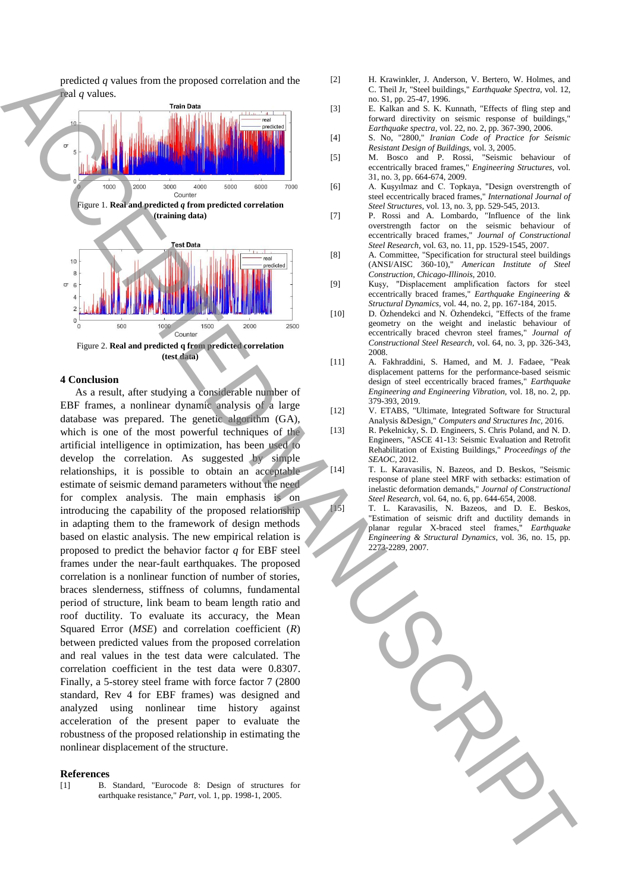predicted $q$ values from the proposed correlation and the real $q$ values.

Train Data

real
predicted

q

Counter

0 1000 2000 3000 4000 5000 6000 7000

0 5 10

Figure 1. **Real and predicted $q$ from predicted correlation (training data)**

Test Data

real
predicted

q

Counter

0 500 1000 1500 2000 2500

0 2 4 6 8 10

Figure 2. **Real and predicted q from predicted correlation (test data)**

## 4 Conclusion

As a result, after studying a considerable number of EBF frames, a nonlinear dynamic analysis of a large database was prepared. The genetic algorithm (GA), which is one of the most powerful techniques of the artificial intelligence in optimization, has been used to develop the correlation. As suggested by simple relationships, it is possible to obtain an acceptable estimate of seismic demand parameters without the need for complex analysis. The main emphasis is on introducing the capability of the proposed relationship in adapting them to the framework of design methods based on elastic analysis. The new empirical relation is proposed to predict the behavior factor $q$ for EBF steel frames under the near-fault earthquakes. The proposed correlation is a nonlinear function of number of stories, braces slenderness, stiffness of columns, fundamental period of structure, link beam to beam length ratio and roof ductility. To evaluate its accuracy, the Mean Squared Error (*MSE*) and correlation coefficient (*R*) between predicted values from the proposed correlation and real values in the test data were calculated. The correlation coefficient in the test data were 0.8307. Finally, a 5-storey steel frame with force factor 7 (2800 standard, Rev 4 for EBF frames) was designed and analyzed using nonlinear time history against acceleration of the present paper to evaluate the robustness of the proposed relationship in estimating the nonlinear displacement of the structure.

## References

[1] B. Standard, "Eurocode 8: Design of structures for earthquake resistance," *Part*, vol. 1, pp. 1998-1, 2005.

[2] H. Krawinkler, J. Anderson, V. Bertero, W. Holmes, and C. Theil Jr, "Steel buildings," *Earthquake Spectra*, vol. 12, no. S1, pp. 25-47, 1996.

[3] E. Kalkan and S. K. Kunnath, "Effects of fling step and forward directivity on seismic response of buildings," *Earthquake spectra*, vol. 22, no. 2, pp. 367-390, 2006.

[4] S. No, "2800," *Iranian Code of Practice for Seismic Resistant Design of Buildings*, vol. 3, 2005.

[5] M. Bosco and P. Rossi, "Seismic behaviour of eccentrically braced frames," *Engineering Structures*, vol. 31, no. 3, pp. 664-674, 2009.

[6] A. Kuşyılmaz and C. Topkaya, "Design overstrength of steel eccentrically braced frames," *International Journal of Steel Structures*, vol. 13, no. 3, pp. 529-545, 2013.

[7] P. Rossi and A. Lombardo, "Influence of the link overstrength factor on the seismic behaviour of eccentrically braced frames," *Journal of Constructional Steel Research*, vol. 63, no. 11, pp. 1529-1545, 2007.

[8] A. Committee, "Specification for structural steel buildings (ANSI/AISC 360-10)," *American Institute of Steel Construction, Chicago-Illinois*, 2010.

[9] Kuşy, "Displacement amplification factors for steel eccentrically braced frames," *Earthquake Engineering & Structural Dynamics*, vol. 44, no. 2, pp. 167-184, 2015.

[10] D. Özhendekci and N. Özhendekci, "Effects of the frame geometry on the weight and inelastic behaviour of eccentrically braced chevron steel frames," *Journal of Constructional Steel Research*, vol. 64, no. 3, pp. 326-343, 2008.

[11] A. Fakhraddini, S. Hamed, and M. J. Fadaee, "Peak displacement patterns for the performance-based seismic design of steel eccentrically braced frames," *Earthquake Engineering and Engineering Vibration*, vol. 18, no. 2, pp. 379-393, 2019.

[12] V. ETABS, "Ultimate, Integrated Software for Structural Analysis &Design," *Computers and Structures Inc*, 2016.

[13] R. Pekelnicky, S. D. Engineers, S. Chris Poland, and N. D. Engineers, "ASCE 41-13: Seismic Evaluation and Retrofit Rehabilitation of Existing Buildings," *Proceedings of the SEAOC*, 2012.

[14] T. L. Karavasilis, N. Bazeos, and D. Beskos, "Seismic response of plane steel MRF with setbacks: estimation of inelastic deformation demands," *Journal of Constructional Steel Research*, vol. 64, no. 6, pp. 644-654, 2008.

[15] T. L. Karavasilis, N. Bazeos, and D. E. Beskos, "Estimation of seismic drift and ductility demands in planar regular X-braced steel frames," *Earthquake Engineering & Structural Dynamics*, vol. 36, no. 15, pp. 2273-2289, 2007.